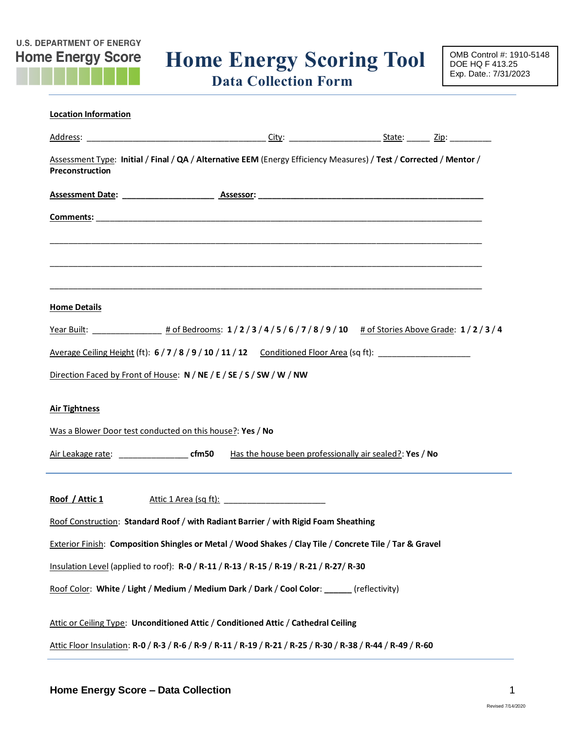U.S. DEPARTMENT OF ENERGY
Home Energy Score

# Home Energy Scoring Tool

## Data Collection Form

OMB Control #: 1910-5148
DOE HQ F 413.25
Exp. Date.: 7/31/2023

---

**Location Information**

Address: ______________________________________ City: ____________________ State: _____ Zip: _________

Assessment Type: **Initial** / **Final** / **QA** / **Alternative EEM** (Energy Efficiency Measures) / **Test** / **Corrected** / **Mentor** / **Preconstruction**

**Assessment Date:** ____________________ **Assessor:** __________________________________________________

**Comments:** __________________________________________________________________________________

__________________________________________________________________________________________

__________________________________________________________________________________________

__________________________________________________________________________________________

**Home Details**

Year Built: _______________ # of Bedrooms: **1** / **2** / **3** / **4** / **5** / **6** / **7** / **8** / **9** / **10** # of Stories Above Grade: **1** / **2** / **3** / **4**

Average Ceiling Height (ft): **6** / **7** / **8** / **9** / **10** / **11** / **12** Conditioned Floor Area (sq ft): ____________________

Direction Faced by Front of House: **N** / **NE** / **E** / **SE** / **S** / **SW** / **W** / **NW**

**Air Tightness**

Was a Blower Door test conducted on this house?: **Yes** / **No**

Air Leakage rate: _______________ **cfm50** Has the house been professionally air sealed?: **Yes** / **No**

---

**Roof / Attic 1** Attic 1 Area (sq ft): ______________________

Roof Construction: **Standard Roof** / **with Radiant Barrier** / **with Rigid Foam Sheathing**

Exterior Finish: **Composition Shingles or Metal** / **Wood Shakes** / **Clay Tile** / **Concrete Tile** / **Tar & Gravel**

Insulation Level (applied to roof): **R-0** / **R-11** / **R-13** / **R-15** / **R-19** / **R-21** / **R-27**/ **R-30**

Roof Color: **White** / **Light** / **Medium** / **Medium Dark** / **Dark** / **Cool Color**: ______ (reflectivity)

Attic or Ceiling Type: **Unconditioned Attic** / **Conditioned Attic** / **Cathedral Ceiling**

Attic Floor Insulation: **R-0** / **R-3** / **R-6** / **R-9** / **R-11** / **R-19** / **R-21** / **R-25** / **R-30** / **R-38** / **R-44** / **R-49** / **R-60**

---

Revised 7/14/2020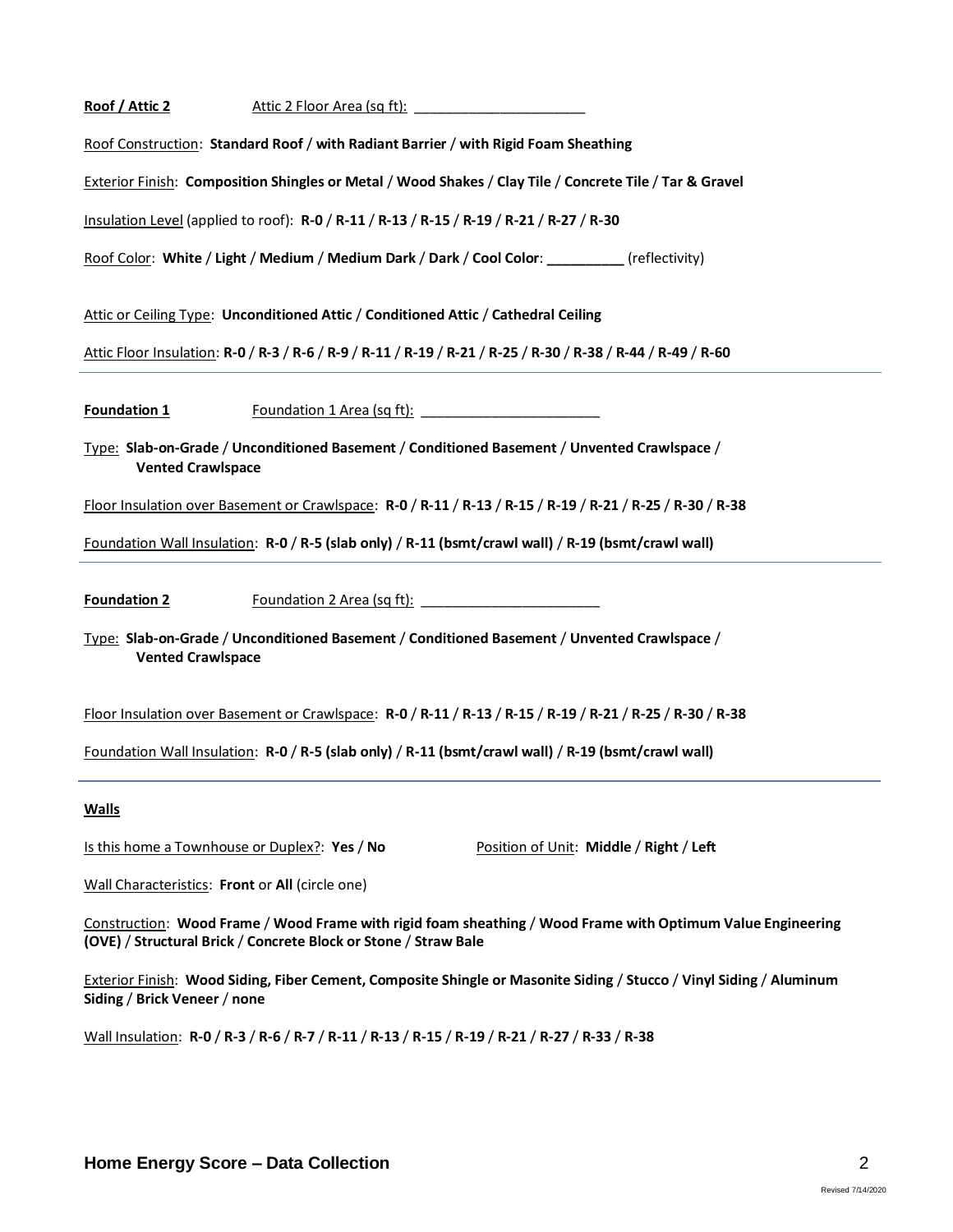**Roof / Attic 2** Attic 2 Floor Area (sq ft): ______________________

Roof Construction: **Standard Roof** / **with Radiant Barrier** / **with Rigid Foam Sheathing**

Exterior Finish: **Composition Shingles or Metal** / **Wood Shakes** / **Clay Tile** / **Concrete Tile** / **Tar & Gravel**

Insulation Level (applied to roof): **R-0** / **R-11** / **R-13** / **R-15** / **R-19** / **R-21** / **R-27** / **R-30**

Roof Color: **White** / **Light** / **Medium** / **Medium Dark** / **Dark** / **Cool Color**: __________ (reflectivity)

Attic or Ceiling Type: **Unconditioned Attic** / **Conditioned Attic** / **Cathedral Ceiling**

Attic Floor Insulation: **R-0** / **R-3** / **R-6** / **R-9** / **R-11** / **R-19** / **R-21** / **R-25** / **R-30** / **R-38** / **R-44** / **R-49** / **R-60**

---

**Foundation 1** Foundation 1 Area (sq ft): _______________________

Type: **Slab-on-Grade** / **Unconditioned Basement** / **Conditioned Basement** / **Unvented Crawlspace** / **Vented Crawlspace**

Floor Insulation over Basement or Crawlspace: **R-0** / **R-11** / **R-13** / **R-15** / **R-19** / **R-21** / **R-25** / **R-30** / **R-38**

Foundation Wall Insulation: **R-0** / **R-5 (slab only)** / **R-11 (bsmt/crawl wall)** / **R-19 (bsmt/crawl wall)**

---

**Foundation 2** Foundation 2 Area (sq ft): _______________________

Type: **Slab-on-Grade** / **Unconditioned Basement** / **Conditioned Basement** / **Unvented Crawlspace** / **Vented Crawlspace**

Floor Insulation over Basement or Crawlspace: **R-0** / **R-11** / **R-13** / **R-15** / **R-19** / **R-21** / **R-25** / **R-30** / **R-38**

Foundation Wall Insulation: **R-0** / **R-5 (slab only)** / **R-11 (bsmt/crawl wall)** / **R-19 (bsmt/crawl wall)**

---

**Walls**

Is this home a Townhouse or Duplex?: **Yes** / **No** Position of Unit: **Middle** / **Right** / **Left**

Wall Characteristics: **Front** or **All** (circle one)

Construction: **Wood Frame** / **Wood Frame with rigid foam sheathing** / **Wood Frame with Optimum Value Engineering (OVE)** / **Structural Brick** / **Concrete Block or Stone** / **Straw Bale**

Exterior Finish: **Wood Siding, Fiber Cement, Composite Shingle or Masonite Siding** / **Stucco** / **Vinyl Siding** / **Aluminum Siding** / **Brick Veneer** / **none**

Wall Insulation: **R-0** / **R-3** / **R-6** / **R-7** / **R-11** / **R-13** / **R-15** / **R-19** / **R-21** / **R-27** / **R-33** / **R-38**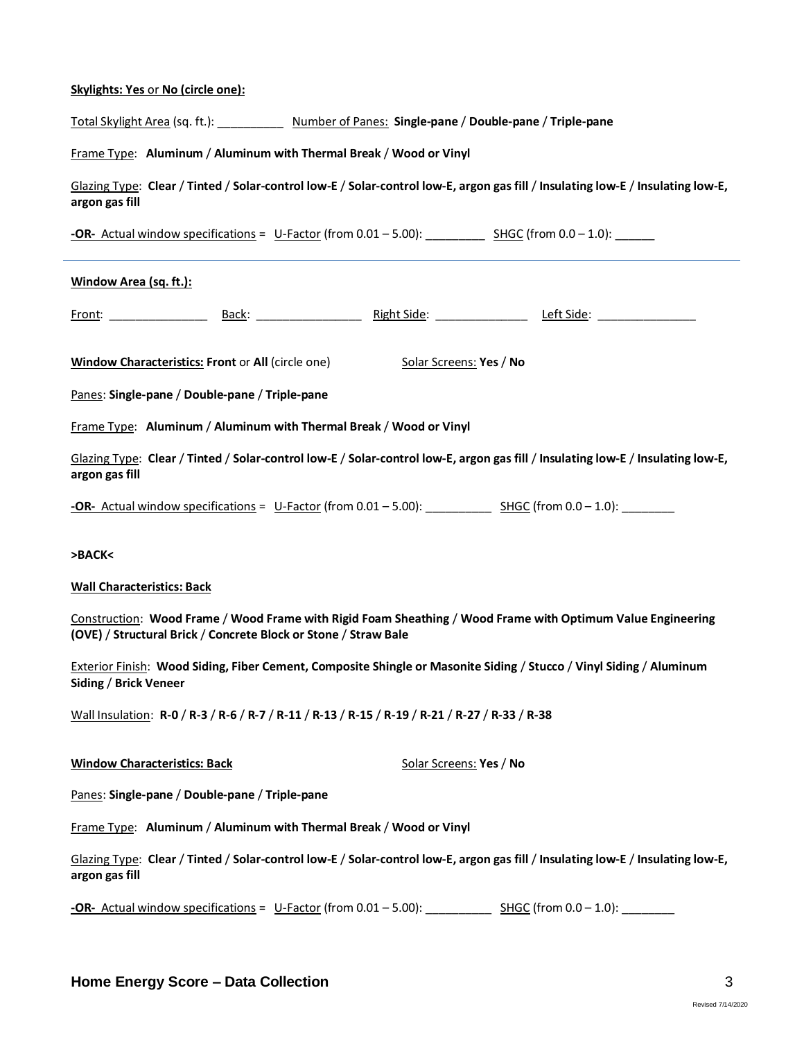**Skylights: Yes or No (circle one):**

Total Skylight Area (sq. ft.): __________ Number of Panes: **Single-pane** / **Double-pane** / **Triple-pane**

Frame Type: **Aluminum** / **Aluminum with Thermal Break** / **Wood or Vinyl**

Glazing Type: **Clear** / **Tinted** / **Solar-control low-E** / **Solar-control low-E, argon gas fill** / **Insulating low-E** / **Insulating low-E, argon gas fill**

**-OR-** Actual window specifications = U-Factor (from 0.01 – 5.00): _________ SHGC (from 0.0 – 1.0): ______

---

**Window Area (sq. ft.):**

Front: _______________ Back: ________________ Right Side: ______________ Left Side: _______________

**Window Characteristics: Front** or **All** (circle one) Solar Screens: **Yes** / **No**

Panes: **Single-pane** / **Double-pane** / **Triple-pane**

Frame Type: **Aluminum** / **Aluminum with Thermal Break** / **Wood or Vinyl**

Glazing Type: **Clear** / **Tinted** / **Solar-control low-E** / **Solar-control low-E, argon gas fill** / **Insulating low-E** / **Insulating low-E, argon gas fill**

**-OR-** Actual window specifications = U-Factor (from 0.01 – 5.00): __________ SHGC (from 0.0 – 1.0): ________

**>BACK<**

**Wall Characteristics: Back**

Construction: **Wood Frame** / **Wood Frame with Rigid Foam Sheathing** / **Wood Frame with Optimum Value Engineering (OVE)** / **Structural Brick** / **Concrete Block or Stone** / **Straw Bale**

Exterior Finish: **Wood Siding, Fiber Cement, Composite Shingle or Masonite Siding** / **Stucco** / **Vinyl Siding** / **Aluminum Siding** / **Brick Veneer**

Wall Insulation: **R-0** / **R-3** / **R-6** / **R-7** / **R-11** / **R-13** / **R-15** / **R-19** / **R-21** / **R-27** / **R-33** / **R-38**

**Window Characteristics: Back** Solar Screens: **Yes** / **No**

Panes: **Single-pane** / **Double-pane** / **Triple-pane**

Frame Type: **Aluminum** / **Aluminum with Thermal Break** / **Wood or Vinyl**

Glazing Type: **Clear** / **Tinted** / **Solar-control low-E** / **Solar-control low-E, argon gas fill** / **Insulating low-E** / **Insulating low-E, argon gas fill**

**-OR-** Actual window specifications = U-Factor (from 0.01 – 5.00): __________ SHGC (from 0.0 – 1.0): ________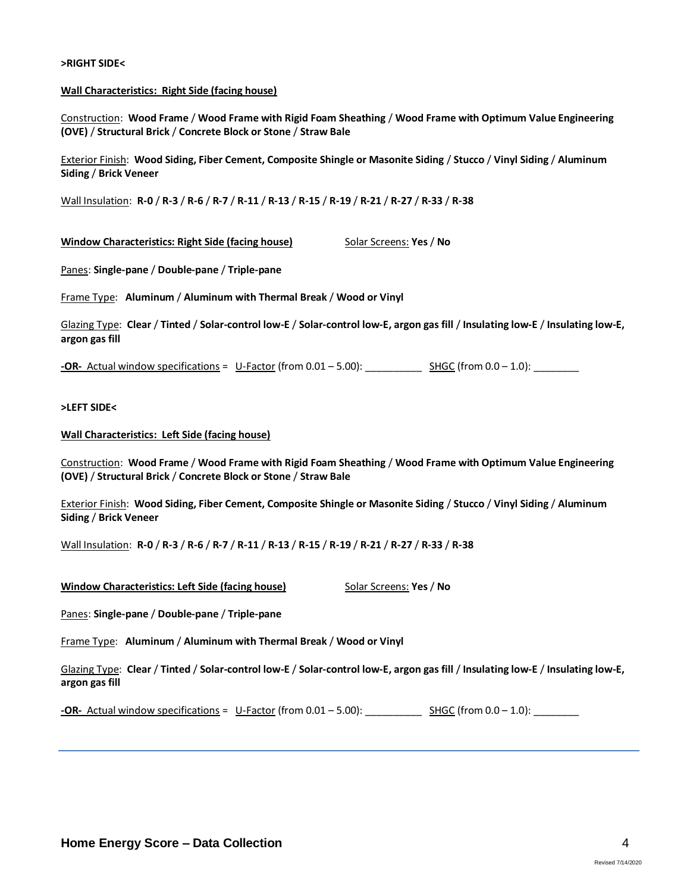**>RIGHT SIDE<**

**Wall Characteristics: Right Side (facing house)**

Construction: **Wood Frame** / **Wood Frame with Rigid Foam Sheathing** / **Wood Frame with Optimum Value Engineering (OVE)** / **Structural Brick** / **Concrete Block or Stone** / **Straw Bale**

Exterior Finish: **Wood Siding, Fiber Cement, Composite Shingle or Masonite Siding** / **Stucco** / **Vinyl Siding** / **Aluminum Siding** / **Brick Veneer**

Wall Insulation: **R-0** / **R-3** / **R-6** / **R-7** / **R-11** / **R-13** / **R-15** / **R-19** / **R-21** / **R-27** / **R-33** / **R-38**

**Window Characteristics: Right Side (facing house)** Solar Screens: **Yes** / **No**

Panes: **Single-pane** / **Double-pane** / **Triple-pane**

Frame Type: **Aluminum** / **Aluminum with Thermal Break** / **Wood or Vinyl**

Glazing Type: **Clear** / **Tinted** / **Solar-control low-E** / **Solar-control low-E, argon gas fill** / **Insulating low-E** / **Insulating low-E, argon gas fill**

**-OR-** Actual window specifications = U-Factor (from 0.01 – 5.00): __________ SHGC (from 0.0 – 1.0): ________

**>LEFT SIDE<**

**Wall Characteristics: Left Side (facing house)**

Construction: **Wood Frame** / **Wood Frame with Rigid Foam Sheathing** / **Wood Frame with Optimum Value Engineering (OVE)** / **Structural Brick** / **Concrete Block or Stone** / **Straw Bale**

Exterior Finish: **Wood Siding, Fiber Cement, Composite Shingle or Masonite Siding** / **Stucco** / **Vinyl Siding** / **Aluminum Siding** / **Brick Veneer**

Wall Insulation: **R-0** / **R-3** / **R-6** / **R-7** / **R-11** / **R-13** / **R-15** / **R-19** / **R-21** / **R-27** / **R-33** / **R-38**

**Window Characteristics: Left Side (facing house)** Solar Screens: **Yes** / **No**

Panes: **Single-pane** / **Double-pane** / **Triple-pane**

Frame Type: **Aluminum** / **Aluminum with Thermal Break** / **Wood or Vinyl**

Glazing Type: **Clear** / **Tinted** / **Solar-control low-E** / **Solar-control low-E, argon gas fill** / **Insulating low-E** / **Insulating low-E, argon gas fill**

**-OR-** Actual window specifications = U-Factor (from 0.01 – 5.00): __________ SHGC (from 0.0 – 1.0): ________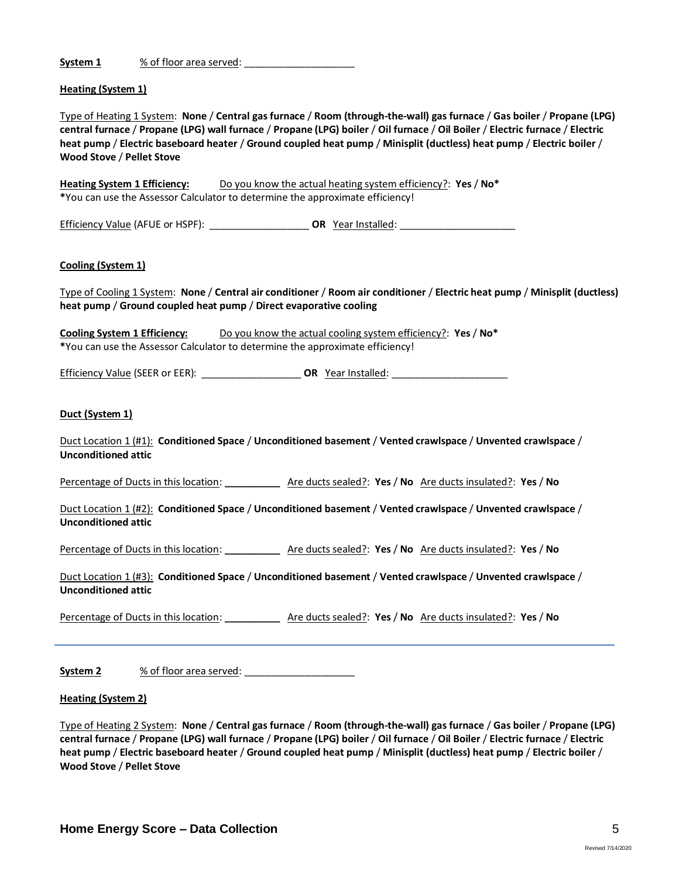**System 1** % of floor area served: ____________________

**Heating (System 1)**

Type of Heating 1 System: **None** / **Central gas furnace** / **Room (through-the-wall) gas furnace** / **Gas boiler** / **Propane (LPG) central furnace** / **Propane (LPG) wall furnace** / **Propane (LPG) boiler** / **Oil furnace** / **Oil Boiler** / **Electric furnace** / **Electric heat pump** / **Electric baseboard heater** / **Ground coupled heat pump** / **Minisplit (ductless) heat pump** / **Electric boiler** / **Wood Stove** / **Pellet Stove**

**Heating System 1 Efficiency:** Do you know the actual heating system efficiency?: **Yes** / **No***
***You can use the Assessor Calculator to determine the approximate efficiency!

Efficiency Value (AFUE or HSPF): __________________ **OR** Year Installed: _____________________

**Cooling (System 1)**

Type of Cooling 1 System: **None** / **Central air conditioner** / **Room air conditioner** / **Electric heat pump** / **Minisplit (ductless) heat pump** / **Ground coupled heat pump** / **Direct evaporative cooling**

**Cooling System 1 Efficiency:** Do you know the actual cooling system efficiency?: **Yes** / **No***
***You can use the Assessor Calculator to determine the approximate efficiency!

Efficiency Value (SEER or EER): __________________ **OR** Year Installed: _____________________

**Duct (System 1)**

Duct Location 1 (#1): **Conditioned Space** / **Unconditioned basement** / **Vented crawlspace** / **Unvented crawlspace** / **Unconditioned attic**

Percentage of Ducts in this location: __________ Are ducts sealed?: **Yes** / **No** Are ducts insulated?: **Yes** / **No**

Duct Location 1 (#2): **Conditioned Space** / **Unconditioned basement** / **Vented crawlspace** / **Unvented crawlspace** / **Unconditioned attic**

Percentage of Ducts in this location: __________ Are ducts sealed?: **Yes** / **No** Are ducts insulated?: **Yes** / **No**

Duct Location 1 (#3): **Conditioned Space** / **Unconditioned basement** / **Vented crawlspace** / **Unvented crawlspace** / **Unconditioned attic**

Percentage of Ducts in this location: __________ Are ducts sealed?: **Yes** / **No** Are ducts insulated?: **Yes** / **No**

---

**System 2** % of floor area served: ____________________

**Heating (System 2)**

Type of Heating 2 System: **None** / **Central gas furnace** / **Room (through-the-wall) gas furnace** / **Gas boiler** / **Propane (LPG) central furnace** / **Propane (LPG) wall furnace** / **Propane (LPG) boiler** / **Oil furnace** / **Oil Boiler** / **Electric furnace** / **Electric heat pump** / **Electric baseboard heater** / **Ground coupled heat pump** / **Minisplit (ductless) heat pump** / **Electric boiler** / **Wood Stove** / **Pellet Stove**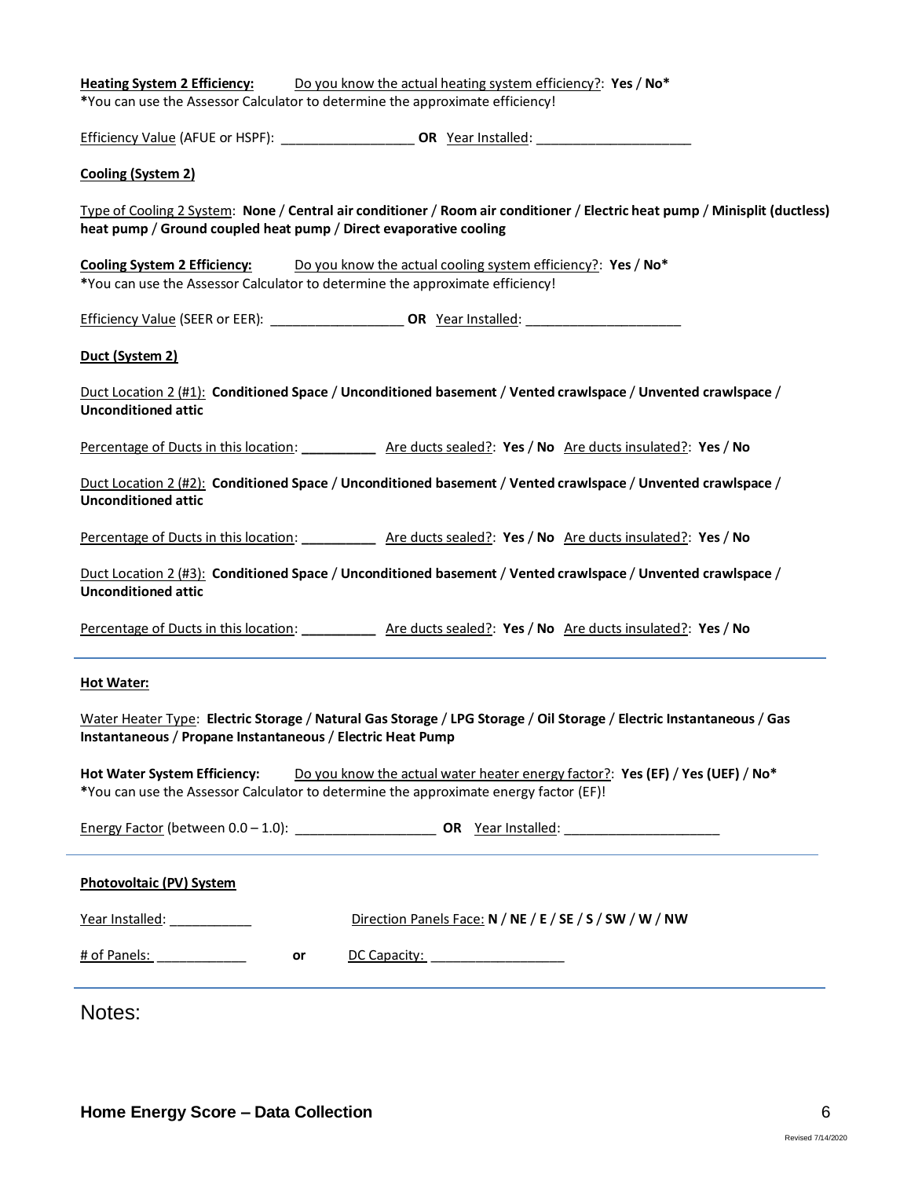**Heating System 2 Efficiency:** Do you know the actual heating system efficiency?: **Yes** / **No***
***You can use the Assessor Calculator to determine the approximate efficiency!**

Efficiency Value (AFUE or HSPF): __________________ **OR** Year Installed: _____________________

**Cooling (System 2)**

Type of Cooling 2 System: **None** / **Central air conditioner** / **Room air conditioner** / **Electric heat pump** / **Minisplit (ductless) heat pump** / **Ground coupled heat pump** / **Direct evaporative cooling**

**Cooling System 2 Efficiency:** Do you know the actual cooling system efficiency?: **Yes** / **No***
***You can use the Assessor Calculator to determine the approximate efficiency!**

Efficiency Value (SEER or EER): __________________ **OR** Year Installed: _____________________

**Duct (System 2)**

Duct Location 2 (#1): **Conditioned Space** / **Unconditioned basement** / **Vented crawlspace** / **Unvented crawlspace** / **Unconditioned attic**

Percentage of Ducts in this location: __________ Are ducts sealed?: **Yes** / **No** Are ducts insulated?: **Yes** / **No**

Duct Location 2 (#2): **Conditioned Space** / **Unconditioned basement** / **Vented crawlspace** / **Unvented crawlspace** / **Unconditioned attic**

Percentage of Ducts in this location: __________ Are ducts sealed?: **Yes** / **No** Are ducts insulated?: **Yes** / **No**

Duct Location 2 (#3): **Conditioned Space** / **Unconditioned basement** / **Vented crawlspace** / **Unvented crawlspace** / **Unconditioned attic**

Percentage of Ducts in this location: __________ Are ducts sealed?: **Yes** / **No** Are ducts insulated?: **Yes** / **No**

---

**Hot Water:**

Water Heater Type: **Electric Storage** / **Natural Gas Storage** / **LPG Storage** / **Oil Storage** / **Electric Instantaneous** / **Gas Instantaneous** / **Propane Instantaneous** / **Electric Heat Pump**

**Hot Water System Efficiency:** Do you know the actual water heater energy factor?: **Yes (EF)** / **Yes (UEF)** / **No***
***You can use the Assessor Calculator to determine the approximate energy factor (EF)!**

Energy Factor (between 0.0 – 1.0): ___________________ **OR** Year Installed: _____________________

---

**Photovoltaic (PV) System**

Year Installed: ___________ Direction Panels Face: **N** / **NE** / **E** / **SE** / **S** / **SW** / **W** / **NW**

\# of Panels: ____________ **or** DC Capacity: __________________

---

Notes: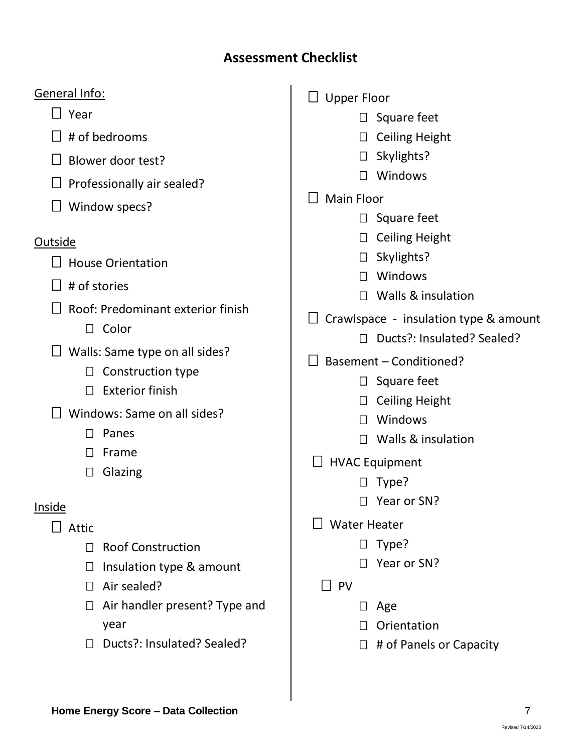## Assessment Checklist

General Info:

- ☐ Year
- ☐ # of bedrooms
- ☐ Blower door test?
- ☐ Professionally air sealed?
- ☐ Window specs?

Outside

- ☐ House Orientation
- ☐ # of stories
- ☐ Roof: Predominant exterior finish
  - ☐ Color
- ☐ Walls: Same type on all sides?
  - ☐ Construction type
  - ☐ Exterior finish
- ☐ Windows: Same on all sides?
  - ☐ Panes
  - ☐ Frame
  - ☐ Glazing

Inside

- ☐ Attic
  - ☐ Roof Construction
  - ☐ Insulation type & amount
  - ☐ Air sealed?
  - ☐ Air handler present? Type and year
  - ☐ Ducts?: Insulated? Sealed?
- ☐ Upper Floor
  - ☐ Square feet
  - ☐ Ceiling Height
  - ☐ Skylights?
  - ☐ Windows
- ☐ Main Floor
  - ☐ Square feet
  - ☐ Ceiling Height
  - ☐ Skylights?
  - ☐ Windows
  - ☐ Walls & insulation
- ☐ Crawlspace - insulation type & amount
  - ☐ Ducts?: Insulated? Sealed?
- ☐ Basement – Conditioned?
  - ☐ Square feet
  - ☐ Ceiling Height
  - ☐ Windows
  - ☐ Walls & insulation
- ☐ HVAC Equipment
  - ☐ Type?
  - ☐ Year or SN?
- ☐ Water Heater
  - ☐ Type?
  - ☐ Year or SN?
- ☐ PV
  - ☐ Age
  - ☐ Orientation
  - ☐ # of Panels or Capacity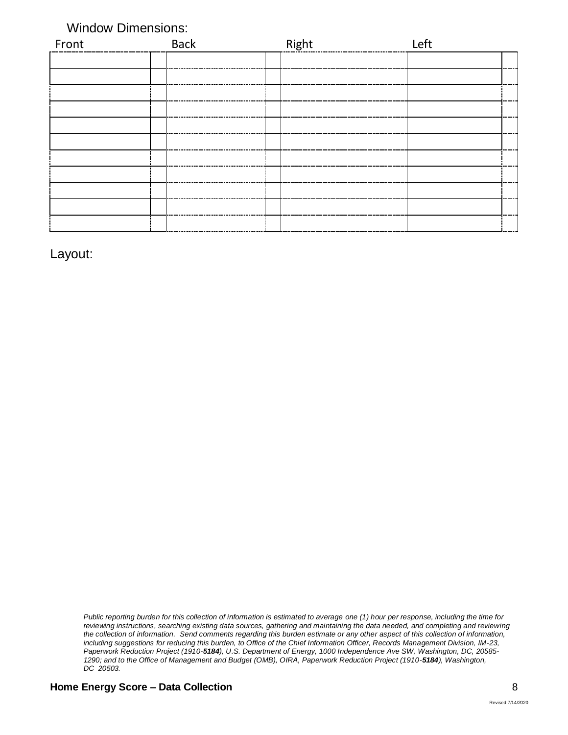Window Dimensions:

| Front | | Back | | Right | | Left | |
|---|---|---|---|---|---|---|---|
| | | | | | | | |
| | | | | | | | |
| | | | | | | | |
| | | | | | | | |
| | | | | | | | |
| | | | | | | | |
| | | | | | | | |
| | | | | | | | |
| | | | | | | | |
| | | | | | | | |
| | | | | | | | |

Layout:

*Public reporting burden for this collection of information is estimated to average one (1) hour per response, including the time for reviewing instructions, searching existing data sources, gathering and maintaining the data needed, and completing and reviewing the collection of information. Send comments regarding this burden estimate or any other aspect of this collection of information, including suggestions for reducing this burden, to Office of the Chief Information Officer, Records Management Division, IM-23, Paperwork Reduction Project (1910-**5184**), U.S. Department of Energy, 1000 Independence Ave SW, Washington, DC, 20585-1290; and to the Office of Management and Budget (OMB), OIRA, Paperwork Reduction Project (1910-**5184**), Washington, DC 20503.*